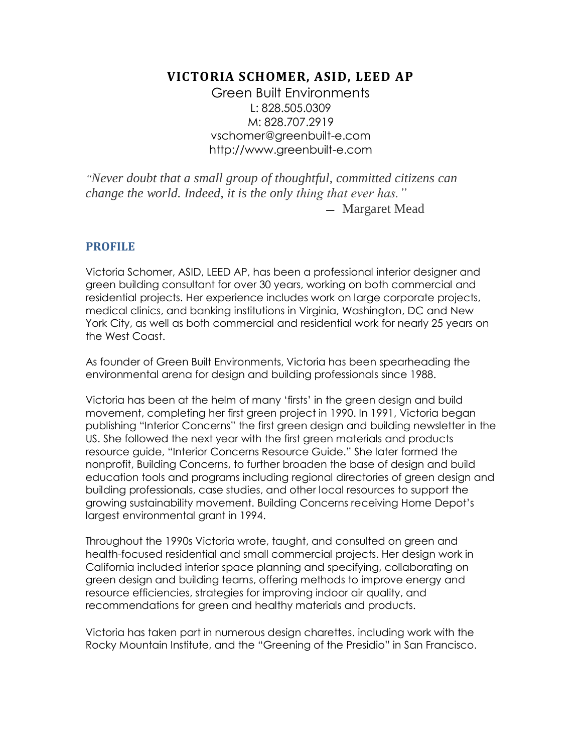# VICTORIA SCHOMER, ASID, LEED AP

Green Built Environments
L: 828.505.0309
M: 828.707.2919
vschomer@greenbuilt-e.com
http://www.greenbuilt-e.com

*"Never doubt that a small group of thoughtful, committed citizens can change the world. Indeed, it is the only thing that ever has."*

— Margaret Mead

## PROFILE

Victoria Schomer, ASID, LEED AP, has been a professional interior designer and green building consultant for over 30 years, working on both commercial and residential projects. Her experience includes work on large corporate projects, medical clinics, and banking institutions in Virginia, Washington, DC and New York City, as well as both commercial and residential work for nearly 25 years on the West Coast.

As founder of Green Built Environments, Victoria has been spearheading the environmental arena for design and building professionals since 1988.

Victoria has been at the helm of many 'firsts' in the green design and build movement, completing her first green project in 1990. In 1991, Victoria began publishing "Interior Concerns" the first green design and building newsletter in the US. She followed the next year with the first green materials and products resource guide, "Interior Concerns Resource Guide." She later formed the nonprofit, Building Concerns, to further broaden the base of design and build education tools and programs including regional directories of green design and building professionals, case studies, and other local resources to support the growing sustainability movement. Building Concerns receiving Home Depot's largest environmental grant in 1994.

Throughout the 1990s Victoria wrote, taught, and consulted on green and health-focused residential and small commercial projects. Her design work in California included interior space planning and specifying, collaborating on green design and building teams, offering methods to improve energy and resource efficiencies, strategies for improving indoor air quality, and recommendations for green and healthy materials and products.

Victoria has taken part in numerous design charettes. including work with the Rocky Mountain Institute, and the "Greening of the Presidio" in San Francisco.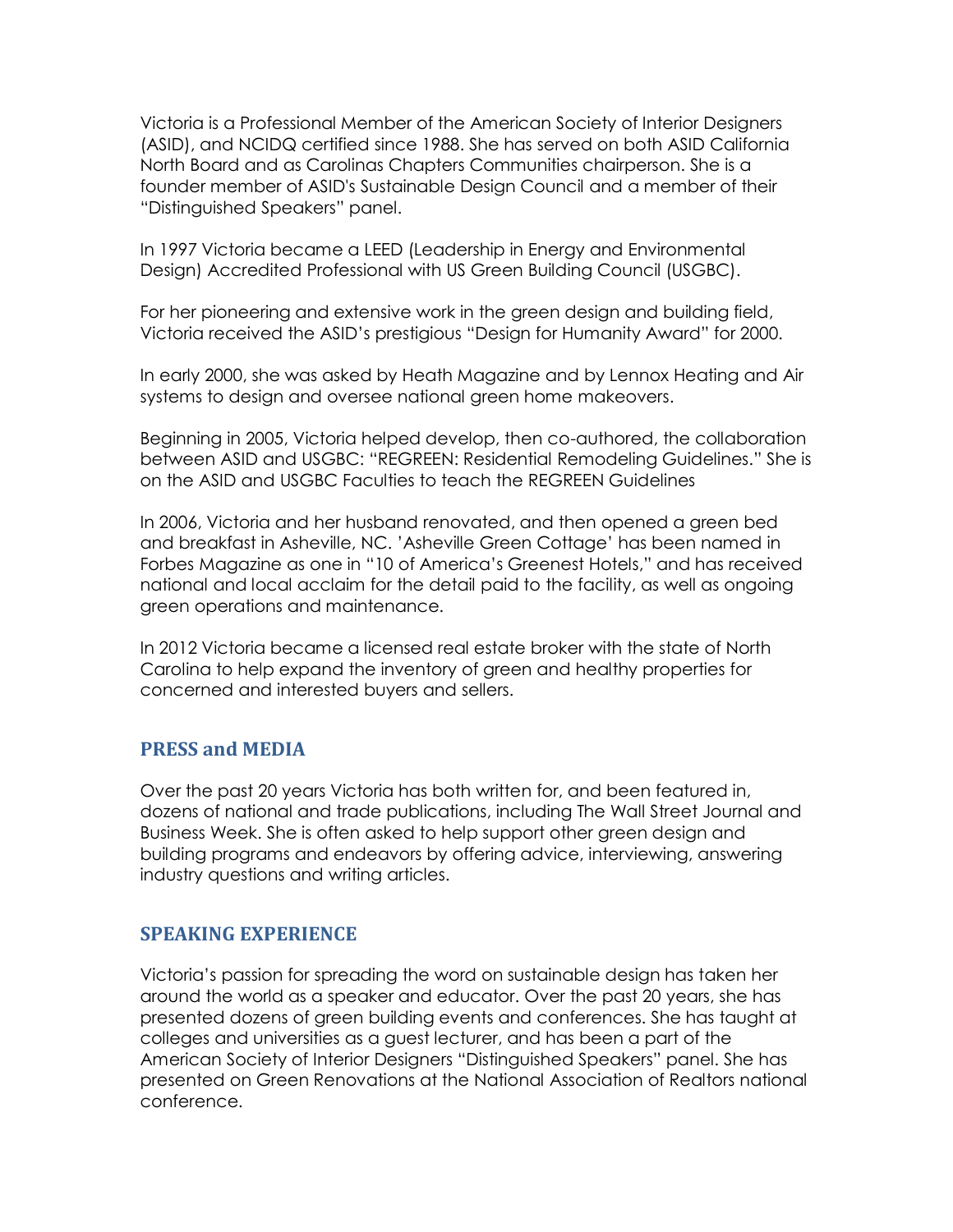Victoria is a Professional Member of the American Society of Interior Designers (ASID), and NCIDQ certified since 1988. She has served on both ASID California North Board and as Carolinas Chapters Communities chairperson. She is a founder member of ASID's Sustainable Design Council and a member of their "Distinguished Speakers" panel.

In 1997 Victoria became a LEED (Leadership in Energy and Environmental Design) Accredited Professional with US Green Building Council (USGBC).

For her pioneering and extensive work in the green design and building field, Victoria received the ASID's prestigious "Design for Humanity Award" for 2000.

In early 2000, she was asked by Heath Magazine and by Lennox Heating and Air systems to design and oversee national green home makeovers.

Beginning in 2005, Victoria helped develop, then co-authored, the collaboration between ASID and USGBC: "REGREEN: Residential Remodeling Guidelines." She is on the ASID and USGBC Faculties to teach the REGREEN Guidelines

In 2006, Victoria and her husband renovated, and then opened a green bed and breakfast in Asheville, NC. 'Asheville Green Cottage' has been named in Forbes Magazine as one in "10 of America's Greenest Hotels," and has received national and local acclaim for the detail paid to the facility, as well as ongoing green operations and maintenance.

In 2012 Victoria became a licensed real estate broker with the state of North Carolina to help expand the inventory of green and healthy properties for concerned and interested buyers and sellers.

## PRESS and MEDIA

Over the past 20 years Victoria has both written for, and been featured in, dozens of national and trade publications, including The Wall Street Journal and Business Week. She is often asked to help support other green design and building programs and endeavors by offering advice, interviewing, answering industry questions and writing articles.

## SPEAKING EXPERIENCE

Victoria's passion for spreading the word on sustainable design has taken her around the world as a speaker and educator. Over the past 20 years, she has presented dozens of green building events and conferences. She has taught at colleges and universities as a guest lecturer, and has been a part of the American Society of Interior Designers "Distinguished Speakers" panel. She has presented on Green Renovations at the National Association of Realtors national conference.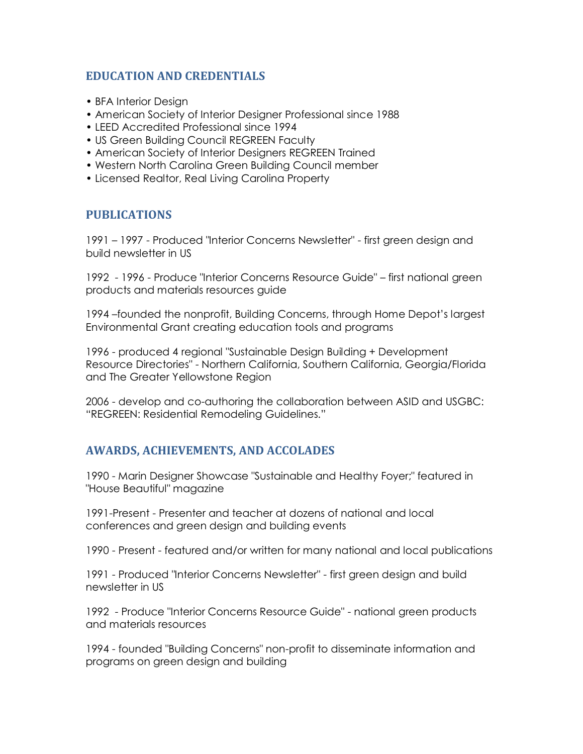## EDUCATION AND CREDENTIALS

- BFA Interior Design
- American Society of Interior Designer Professional since 1988
- LEED Accredited Professional since 1994
- US Green Building Council REGREEN Faculty
- American Society of Interior Designers REGREEN Trained
- Western North Carolina Green Building Council member
- Licensed Realtor, Real Living Carolina Property

## PUBLICATIONS

1991 – 1997 - Produced "Interior Concerns Newsletter" - first green design and build newsletter in US

1992 - 1996 - Produce "Interior Concerns Resource Guide" – first national green products and materials resources guide

1994 –founded the nonprofit, Building Concerns, through Home Depot's largest Environmental Grant creating education tools and programs

1996 - produced 4 regional "Sustainable Design Building + Development Resource Directories" - Northern California, Southern California, Georgia/Florida and The Greater Yellowstone Region

2006 - develop and co-authoring the collaboration between ASID and USGBC: "REGREEN: Residential Remodeling Guidelines."

## AWARDS, ACHIEVEMENTS, AND ACCOLADES

1990 - Marin Designer Showcase "Sustainable and Healthy Foyer;" featured in "House Beautiful" magazine

1991-Present - Presenter and teacher at dozens of national and local conferences and green design and building events

1990 - Present - featured and/or written for many national and local publications

1991 - Produced "Interior Concerns Newsletter" - first green design and build newsletter in US

1992 - Produce "Interior Concerns Resource Guide" - national green products and materials resources

1994 - founded "Building Concerns" non-profit to disseminate information and programs on green design and building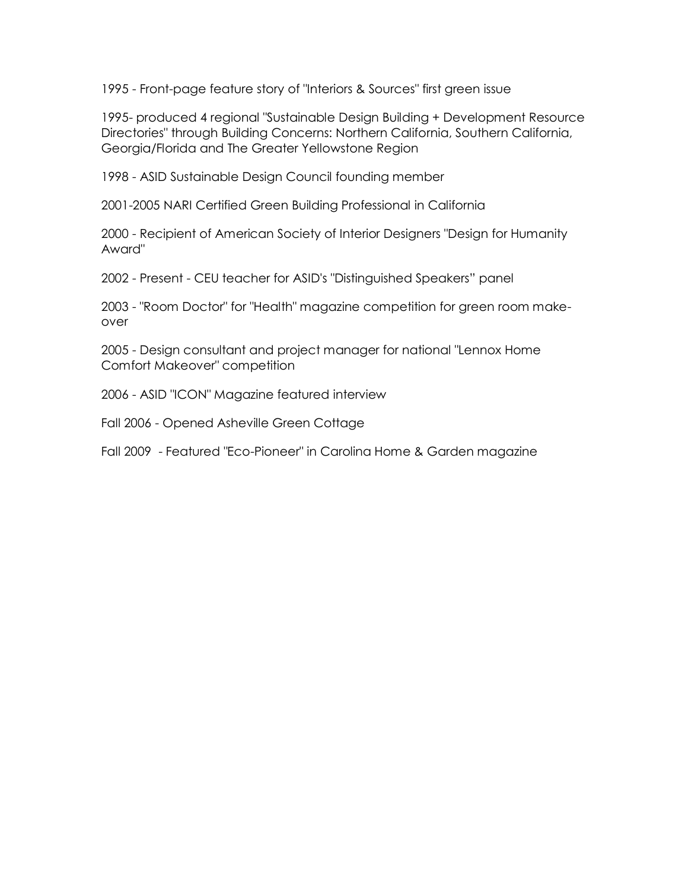1995 - Front-page feature story of "Interiors & Sources" first green issue

1995- produced 4 regional "Sustainable Design Building + Development Resource Directories" through Building Concerns: Northern California, Southern California, Georgia/Florida and The Greater Yellowstone Region

1998 - ASID Sustainable Design Council founding member

2001-2005 NARI Certified Green Building Professional in California

2000 - Recipient of American Society of Interior Designers "Design for Humanity Award"

2002 - Present - CEU teacher for ASID's "Distinguished Speakers" panel

2003 - "Room Doctor" for "Health" magazine competition for green room make-over

2005 - Design consultant and project manager for national "Lennox Home Comfort Makeover" competition

2006 - ASID "ICON" Magazine featured interview

Fall 2006 - Opened Asheville Green Cottage

Fall 2009 - Featured "Eco-Pioneer" in Carolina Home & Garden magazine